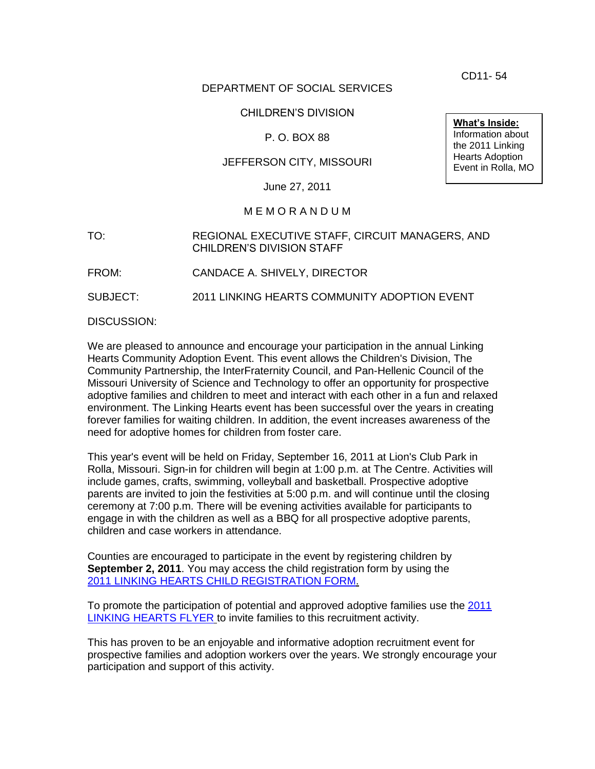CD11- 54

DEPARTMENT OF SOCIAL SERVICES

CHILDREN'S DIVISION

P. O. BOX 88

JEFFERSON CITY, MISSOURI

June 27, 2011

**What's Inside:**
Information about the 2011 Linking Hearts Adoption Event in Rolla, MO

M E M O R A N D U M

TO: REGIONAL EXECUTIVE STAFF, CIRCUIT MANAGERS, AND CHILDREN'S DIVISION STAFF

FROM: CANDACE A. SHIVELY, DIRECTOR

SUBJECT: 2011 LINKING HEARTS COMMUNITY ADOPTION EVENT

DISCUSSION:

We are pleased to announce and encourage your participation in the annual Linking Hearts Community Adoption Event. This event allows the Children's Division, The Community Partnership, the InterFraternity Council, and Pan-Hellenic Council of the Missouri University of Science and Technology to offer an opportunity for prospective adoptive families and children to meet and interact with each other in a fun and relaxed environment. The Linking Hearts event has been successful over the years in creating forever families for waiting children. In addition, the event increases awareness of the need for adoptive homes for children from foster care.

This year's event will be held on Friday, September 16, 2011 at Lion's Club Park in Rolla, Missouri. Sign-in for children will begin at 1:00 p.m. at The Centre. Activities will include games, crafts, swimming, volleyball and basketball. Prospective adoptive parents are invited to join the festivities at 5:00 p.m. and will continue until the closing ceremony at 7:00 p.m. There will be evening activities available for participants to engage in with the children as well as a BBQ for all prospective adoptive parents, children and case workers in attendance.

Counties are encouraged to participate in the event by registering children by **September 2, 2011**. You may access the child registration form by using the 2011 LINKING HEARTS CHILD REGISTRATION FORM.

To promote the participation of potential and approved adoptive families use the 2011 LINKING HEARTS FLYER to invite families to this recruitment activity.

This has proven to be an enjoyable and informative adoption recruitment event for prospective families and adoption workers over the years. We strongly encourage your participation and support of this activity.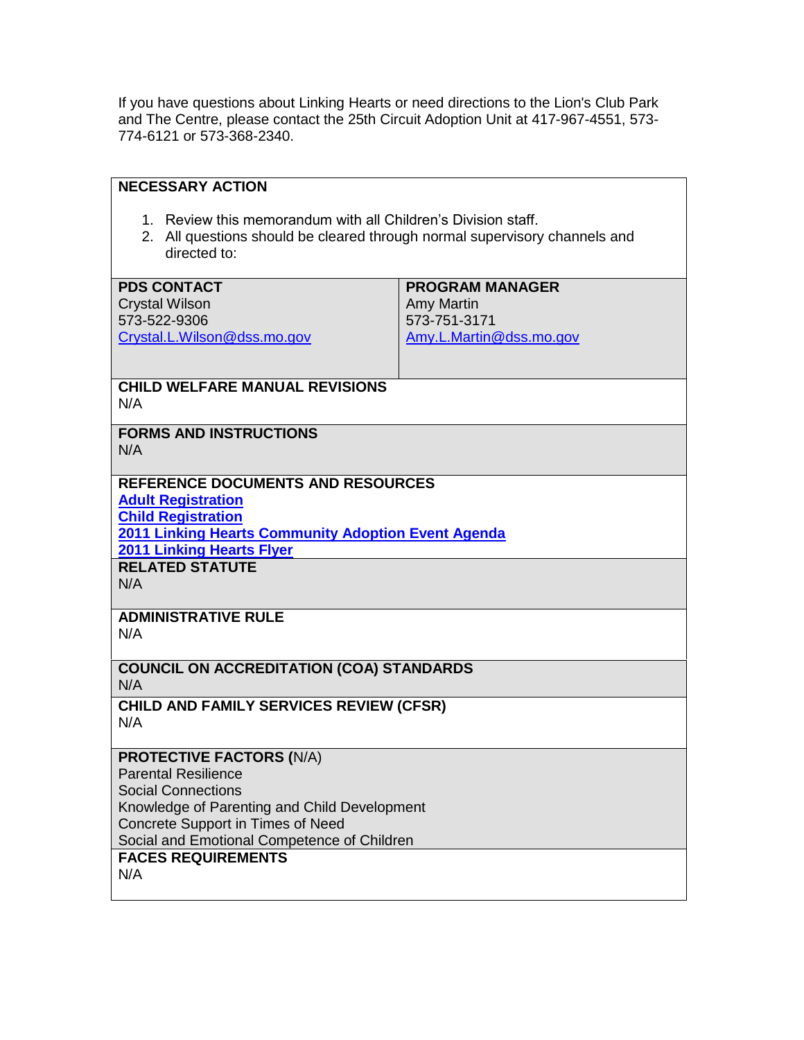If you have questions about Linking Hearts or need directions to the Lion's Club Park and The Centre, please contact the 25th Circuit Adoption Unit at 417-967-4551, 573-774-6121 or 573-368-2340.

**NECESSARY ACTION**

1. Review this memorandum with all Children's Division staff.
2. All questions should be cleared through normal supervisory channels and directed to:

| **PDS CONTACT** | **PROGRAM MANAGER** |
|---|---|
| Crystal Wilson<br>573-522-9306<br>Crystal.L.Wilson@dss.mo.gov | Amy Martin<br>573-751-3171<br>Amy.L.Martin@dss.mo.gov |

**CHILD WELFARE MANUAL REVISIONS**
N/A

**FORMS AND INSTRUCTIONS**
N/A

**REFERENCE DOCUMENTS AND RESOURCES**
**Adult Registration**
**Child Registration**
**2011 Linking Hearts Community Adoption Event Agenda**
**2011 Linking Hearts Flyer**

**RELATED STATUTE**
N/A

**ADMINISTRATIVE RULE**
N/A

**COUNCIL ON ACCREDITATION (COA) STANDARDS**
N/A

**CHILD AND FAMILY SERVICES REVIEW (CFSR)**
N/A

**PROTECTIVE FACTORS (**N/A)
Parental Resilience
Social Connections
Knowledge of Parenting and Child Development
Concrete Support in Times of Need
Social and Emotional Competence of Children

**FACES REQUIREMENTS**
N/A